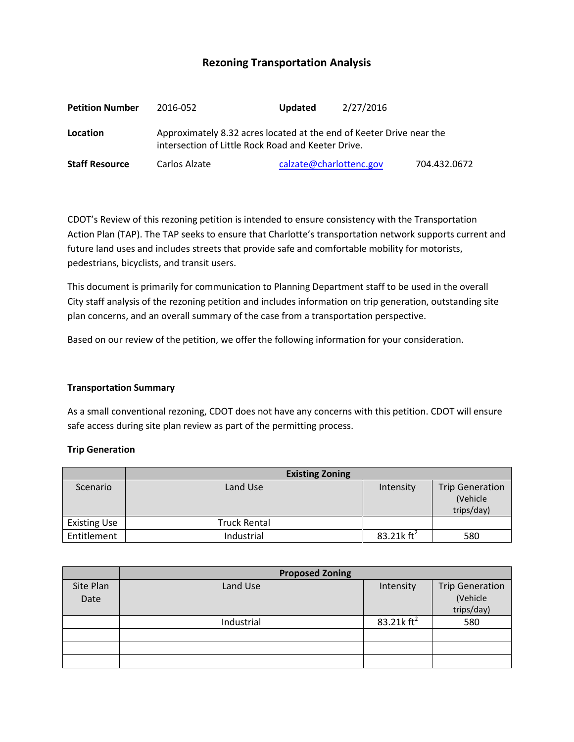# Rezoning Transportation Analysis

| | | | |
|---|---|---|---|
| **Petition Number** | 2016-052 | **Updated** | 2/27/2016 |
| **Location** | Approximately 8.32 acres located at the end of Keeter Drive near the intersection of Little Rock Road and Keeter Drive. | | |
| **Staff Resource** | Carlos Alzate | calzate@charlottenc.gov | 704.432.0672 |

CDOT's Review of this rezoning petition is intended to ensure consistency with the Transportation Action Plan (TAP). The TAP seeks to ensure that Charlotte's transportation network supports current and future land uses and includes streets that provide safe and comfortable mobility for motorists, pedestrians, bicyclists, and transit users.

This document is primarily for communication to Planning Department staff to be used in the overall City staff analysis of the rezoning petition and includes information on trip generation, outstanding site plan concerns, and an overall summary of the case from a transportation perspective.

Based on our review of the petition, we offer the following information for your consideration.

### Transportation Summary

As a small conventional rezoning, CDOT does not have any concerns with this petition. CDOT will ensure safe access during site plan review as part of the permitting process.

### Trip Generation

| | Existing Zoning | | |
|---|---|---|---|
| Scenario | Land Use | Intensity | Trip Generation (Vehicle trips/day) |
| Existing Use | Truck Rental | | |
| Entitlement | Industrial | 83.21k $ft^2$ | 580 |

| | Proposed Zoning | | |
|---|---|---|---|
| Site Plan Date | Land Use | Intensity | Trip Generation (Vehicle trips/day) |
| | Industrial | 83.21k $ft^2$ | 580 |
| | | | |
| | | | |
| | | | |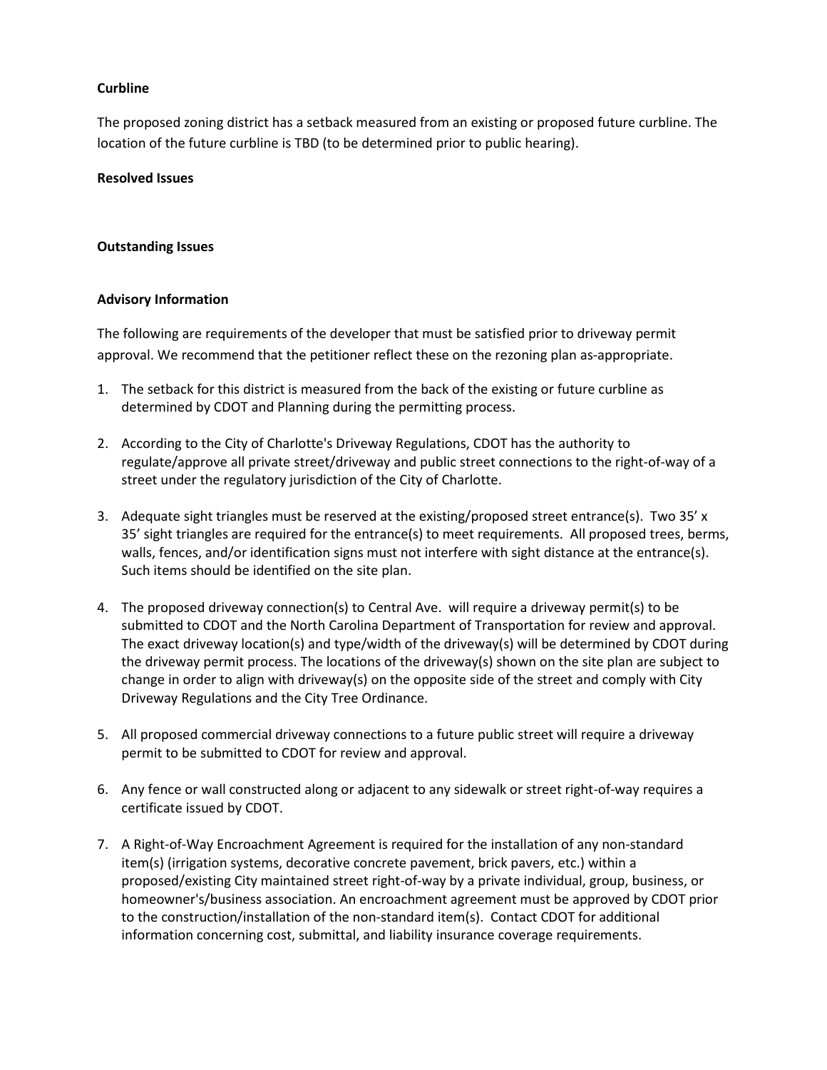**Curbline**

The proposed zoning district has a setback measured from an existing or proposed future curbline. The location of the future curbline is TBD (to be determined prior to public hearing).

**Resolved Issues**

**Outstanding Issues**

**Advisory Information**

The following are requirements of the developer that must be satisfied prior to driveway permit approval. We recommend that the petitioner reflect these on the rezoning plan as-appropriate.

1. The setback for this district is measured from the back of the existing or future curbline as determined by CDOT and Planning during the permitting process.
2. According to the City of Charlotte's Driveway Regulations, CDOT has the authority to regulate/approve all private street/driveway and public street connections to the right-of-way of a street under the regulatory jurisdiction of the City of Charlotte.
3. Adequate sight triangles must be reserved at the existing/proposed street entrance(s). Two 35' x 35' sight triangles are required for the entrance(s) to meet requirements. All proposed trees, berms, walls, fences, and/or identification signs must not interfere with sight distance at the entrance(s). Such items should be identified on the site plan.
4. The proposed driveway connection(s) to Central Ave. will require a driveway permit(s) to be submitted to CDOT and the North Carolina Department of Transportation for review and approval. The exact driveway location(s) and type/width of the driveway(s) will be determined by CDOT during the driveway permit process. The locations of the driveway(s) shown on the site plan are subject to change in order to align with driveway(s) on the opposite side of the street and comply with City Driveway Regulations and the City Tree Ordinance.
5. All proposed commercial driveway connections to a future public street will require a driveway permit to be submitted to CDOT for review and approval.
6. Any fence or wall constructed along or adjacent to any sidewalk or street right-of-way requires a certificate issued by CDOT.
7. A Right-of-Way Encroachment Agreement is required for the installation of any non-standard item(s) (irrigation systems, decorative concrete pavement, brick pavers, etc.) within a proposed/existing City maintained street right-of-way by a private individual, group, business, or homeowner's/business association. An encroachment agreement must be approved by CDOT prior to the construction/installation of the non-standard item(s). Contact CDOT for additional information concerning cost, submittal, and liability insurance coverage requirements.